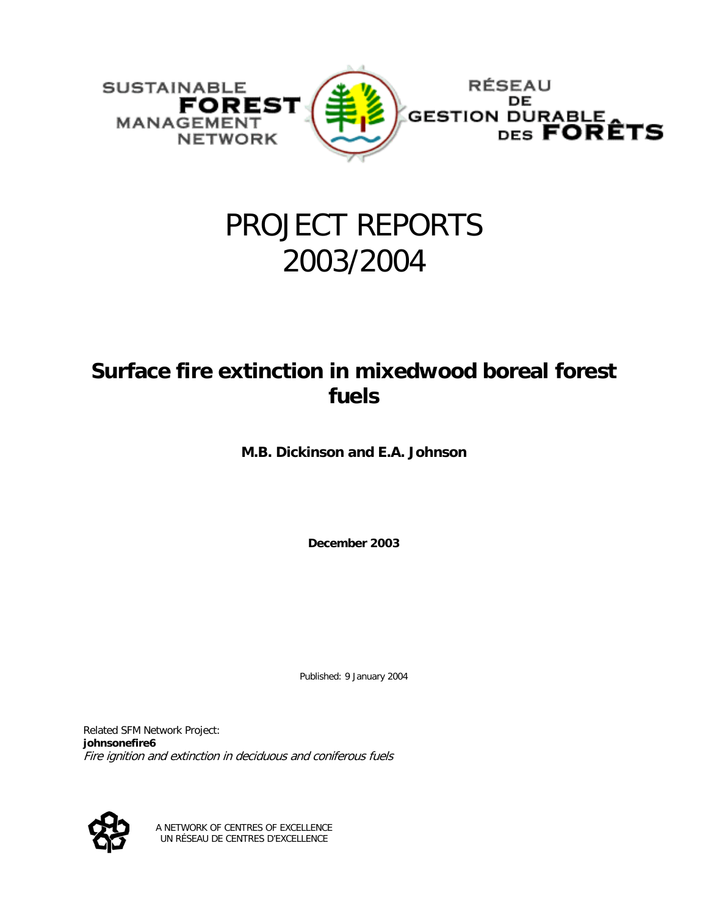SUSTAINABLE FOREST MANAGEMENT NETWORK

RÉSEAU DE GESTION DURABLE DES FORÊTS

# PROJECT REPORTS 2003/2004

## Surface fire extinction in mixedwood boreal forest fuels

**M.B. Dickinson and E.A. Johnson**

**December 2003**

Published: 9 January 2004

Related SFM Network Project:
**johnsonefire6**
*Fire ignition and extinction in deciduous and coniferous fuels*

A NETWORK OF CENTRES OF EXCELLENCE
UN RÉSEAU DE CENTRES D'EXCELLENCE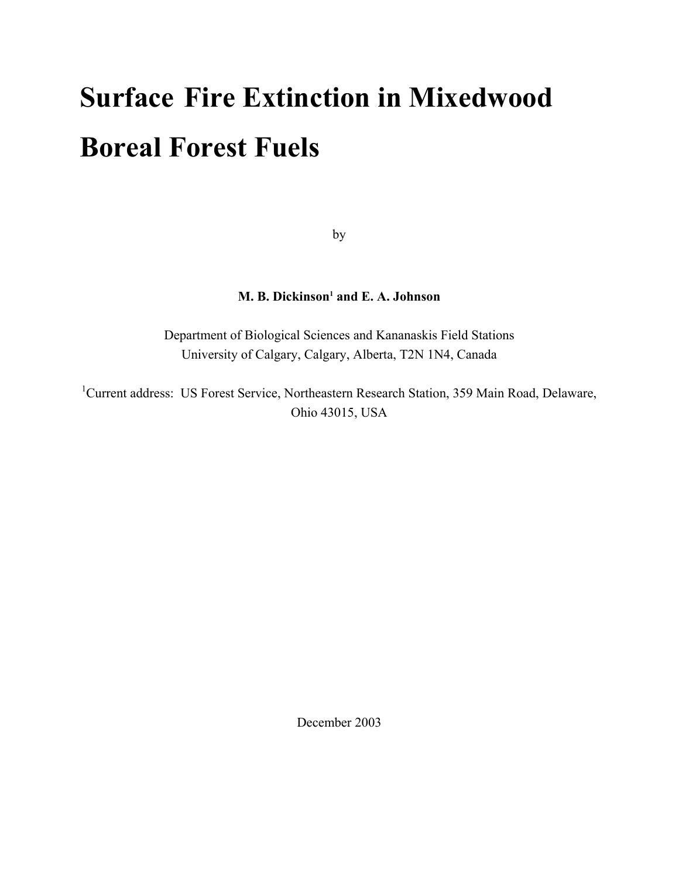# Surface Fire Extinction in Mixedwood Boreal Forest Fuels

by

**M. B. Dickinson[1] and E. A. Johnson**

Department of Biological Sciences and Kananaskis Field Stations
University of Calgary, Calgary, Alberta, T2N 1N4, Canada

[1]Current address: US Forest Service, Northeastern Research Station, 359 Main Road, Delaware, Ohio 43015, USA

December 2003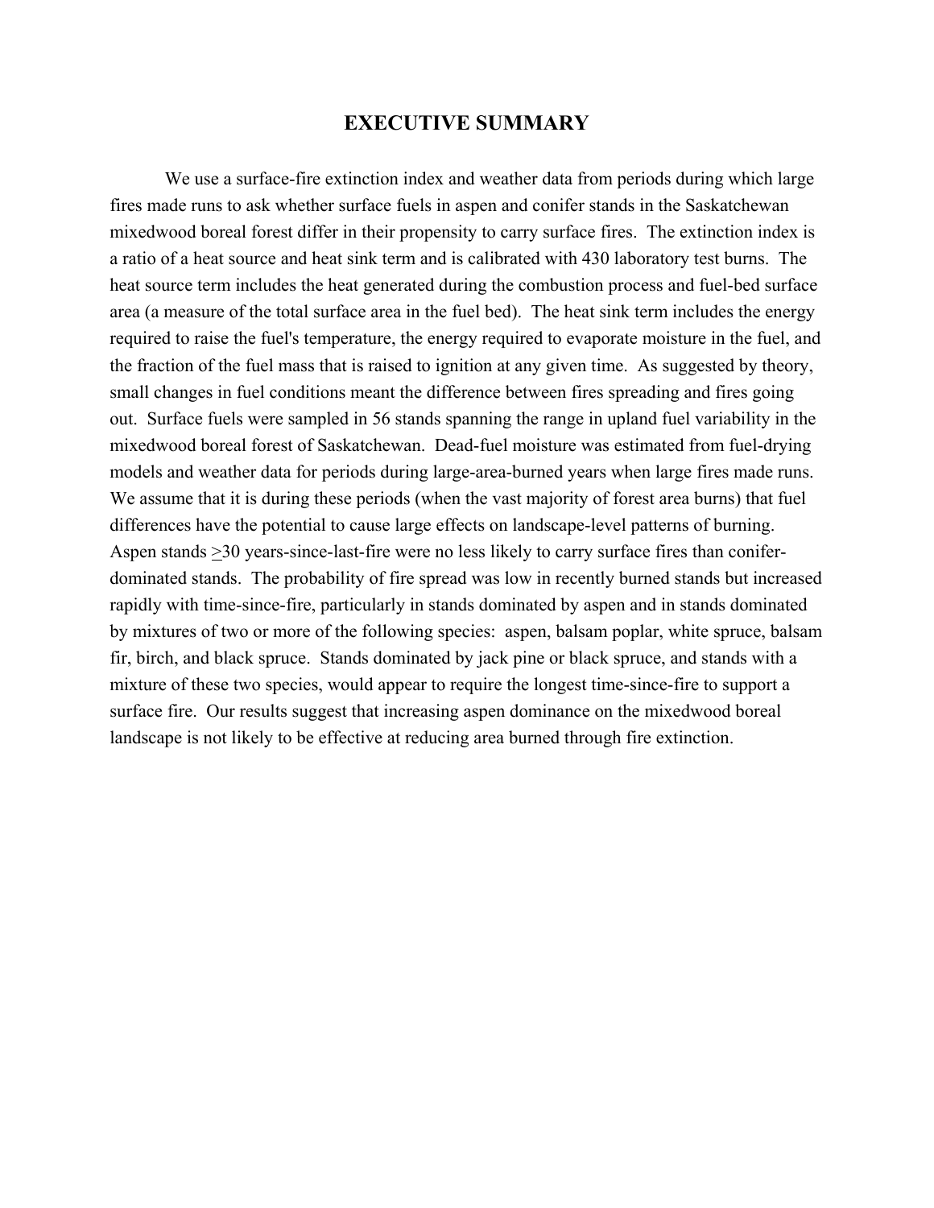## EXECUTIVE SUMMARY

We use a surface-fire extinction index and weather data from periods during which large fires made runs to ask whether surface fuels in aspen and conifer stands in the Saskatchewan mixedwood boreal forest differ in their propensity to carry surface fires. The extinction index is a ratio of a heat source and heat sink term and is calibrated with 430 laboratory test burns. The heat source term includes the heat generated during the combustion process and fuel-bed surface area (a measure of the total surface area in the fuel bed). The heat sink term includes the energy required to raise the fuel's temperature, the energy required to evaporate moisture in the fuel, and the fraction of the fuel mass that is raised to ignition at any given time. As suggested by theory, small changes in fuel conditions meant the difference between fires spreading and fires going out. Surface fuels were sampled in 56 stands spanning the range in upland fuel variability in the mixedwood boreal forest of Saskatchewan. Dead-fuel moisture was estimated from fuel-drying models and weather data for periods during large-area-burned years when large fires made runs. We assume that it is during these periods (when the vast majority of forest area burns) that fuel differences have the potential to cause large effects on landscape-level patterns of burning. Aspen stands $\geq$30 years-since-last-fire were no less likely to carry surface fires than conifer-dominated stands. The probability of fire spread was low in recently burned stands but increased rapidly with time-since-fire, particularly in stands dominated by aspen and in stands dominated by mixtures of two or more of the following species: aspen, balsam poplar, white spruce, balsam fir, birch, and black spruce. Stands dominated by jack pine or black spruce, and stands with a mixture of these two species, would appear to require the longest time-since-fire to support a surface fire. Our results suggest that increasing aspen dominance on the mixedwood boreal landscape is not likely to be effective at reducing area burned through fire extinction.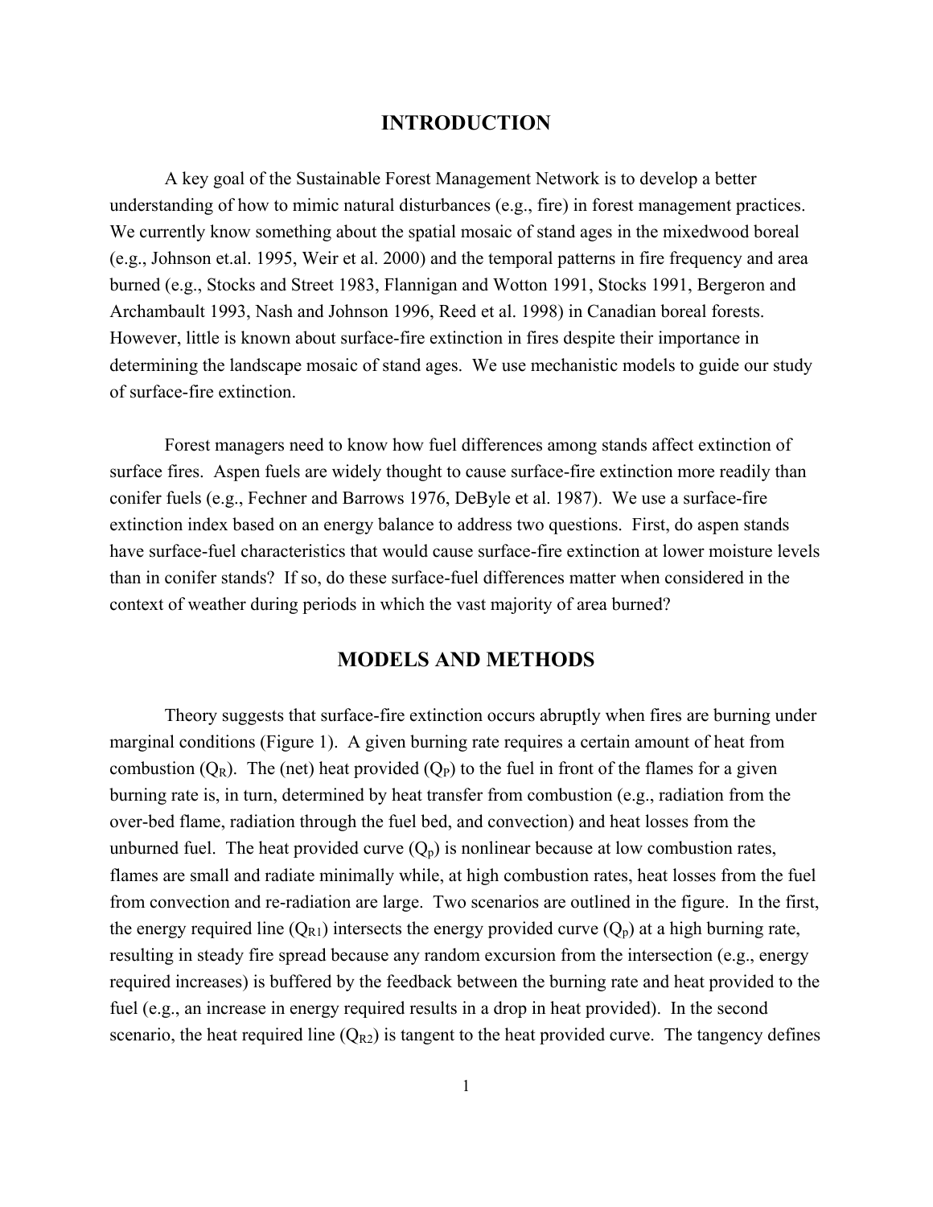## INTRODUCTION

A key goal of the Sustainable Forest Management Network is to develop a better understanding of how to mimic natural disturbances (e.g., fire) in forest management practices. We currently know something about the spatial mosaic of stand ages in the mixedwood boreal (e.g., Johnson et.al. 1995, Weir et al. 2000) and the temporal patterns in fire frequency and area burned (e.g., Stocks and Street 1983, Flannigan and Wotton 1991, Stocks 1991, Bergeron and Archambault 1993, Nash and Johnson 1996, Reed et al. 1998) in Canadian boreal forests. However, little is known about surface-fire extinction in fires despite their importance in determining the landscape mosaic of stand ages. We use mechanistic models to guide our study of surface-fire extinction.

Forest managers need to know how fuel differences among stands affect extinction of surface fires. Aspen fuels are widely thought to cause surface-fire extinction more readily than conifer fuels (e.g., Fechner and Barrows 1976, DeByle et al. 1987). We use a surface-fire extinction index based on an energy balance to address two questions. First, do aspen stands have surface-fuel characteristics that would cause surface-fire extinction at lower moisture levels than in conifer stands? If so, do these surface-fuel differences matter when considered in the context of weather during periods in which the vast majority of area burned?

## MODELS AND METHODS

Theory suggests that surface-fire extinction occurs abruptly when fires are burning under marginal conditions (Figure 1). A given burning rate requires a certain amount of heat from combustion ($Q_R$). The (net) heat provided ($Q_P$) to the fuel in front of the flames for a given burning rate is, in turn, determined by heat transfer from combustion (e.g., radiation from the over-bed flame, radiation through the fuel bed, and convection) and heat losses from the unburned fuel. The heat provided curve ($Q_p$) is nonlinear because at low combustion rates, flames are small and radiate minimally while, at high combustion rates, heat losses from the fuel from convection and re-radiation are large. Two scenarios are outlined in the figure. In the first, the energy required line ($Q_{R1}$) intersects the energy provided curve ($Q_p$) at a high burning rate, resulting in steady fire spread because any random excursion from the intersection (e.g., energy required increases) is buffered by the feedback between the burning rate and heat provided to the fuel (e.g., an increase in energy required results in a drop in heat provided). In the second scenario, the heat required line ($Q_{R2}$) is tangent to the heat provided curve. The tangency defines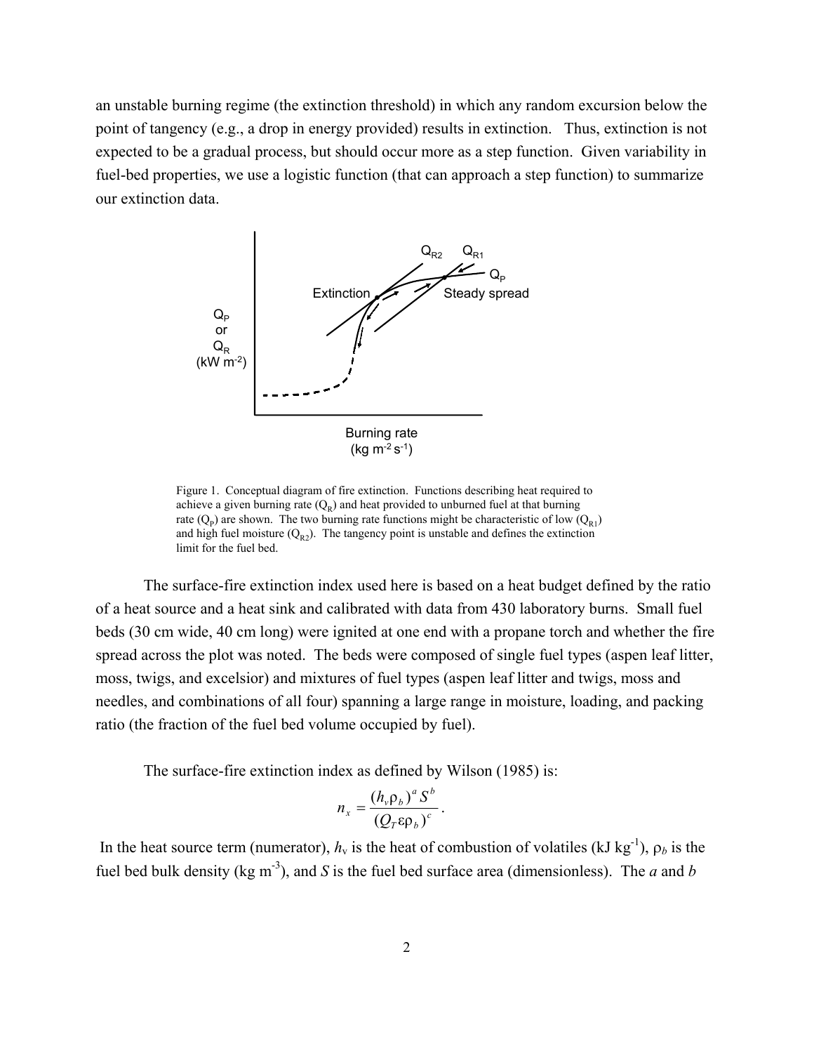an unstable burning regime (the extinction threshold) in which any random excursion below the point of tangency (e.g., a drop in energy provided) results in extinction. Thus, extinction is not expected to be a gradual process, but should occur more as a step function. Given variability in fuel-bed properties, we use a logistic function (that can approach a step function) to summarize our extinction data.

Figure 1. Conceptual diagram of fire extinction. Functions describing heat required to achieve a given burning rate ($Q_R$) and heat provided to unburned fuel at that burning rate ($Q_P$) are shown. The two burning rate functions might be characteristic of low ($Q_{R1}$) and high fuel moisture ($Q_{R2}$). The tangency point is unstable and defines the extinction limit for the fuel bed.

The surface-fire extinction index used here is based on a heat budget defined by the ratio of a heat source and a heat sink and calibrated with data from 430 laboratory burns. Small fuel beds (30 cm wide, 40 cm long) were ignited at one end with a propane torch and whether the fire spread across the plot was noted. The beds were composed of single fuel types (aspen leaf litter, moss, twigs, and excelsior) and mixtures of fuel types (aspen leaf litter and twigs, moss and needles, and combinations of all four) spanning a large range in moisture, loading, and packing ratio (the fraction of the fuel bed volume occupied by fuel).

The surface-fire extinction index as defined by Wilson (1985) is:

$$n_x = \frac{(h_v \rho_b)^a S^b}{(Q_T \varepsilon \rho_b)^c}.$$

In the heat source term (numerator), $h_v$ is the heat of combustion of volatiles (kJ kg$^{-1}$), $\rho_b$ is the fuel bed bulk density (kg m$^{-3}$), and $S$ is the fuel bed surface area (dimensionless). The $a$ and $b$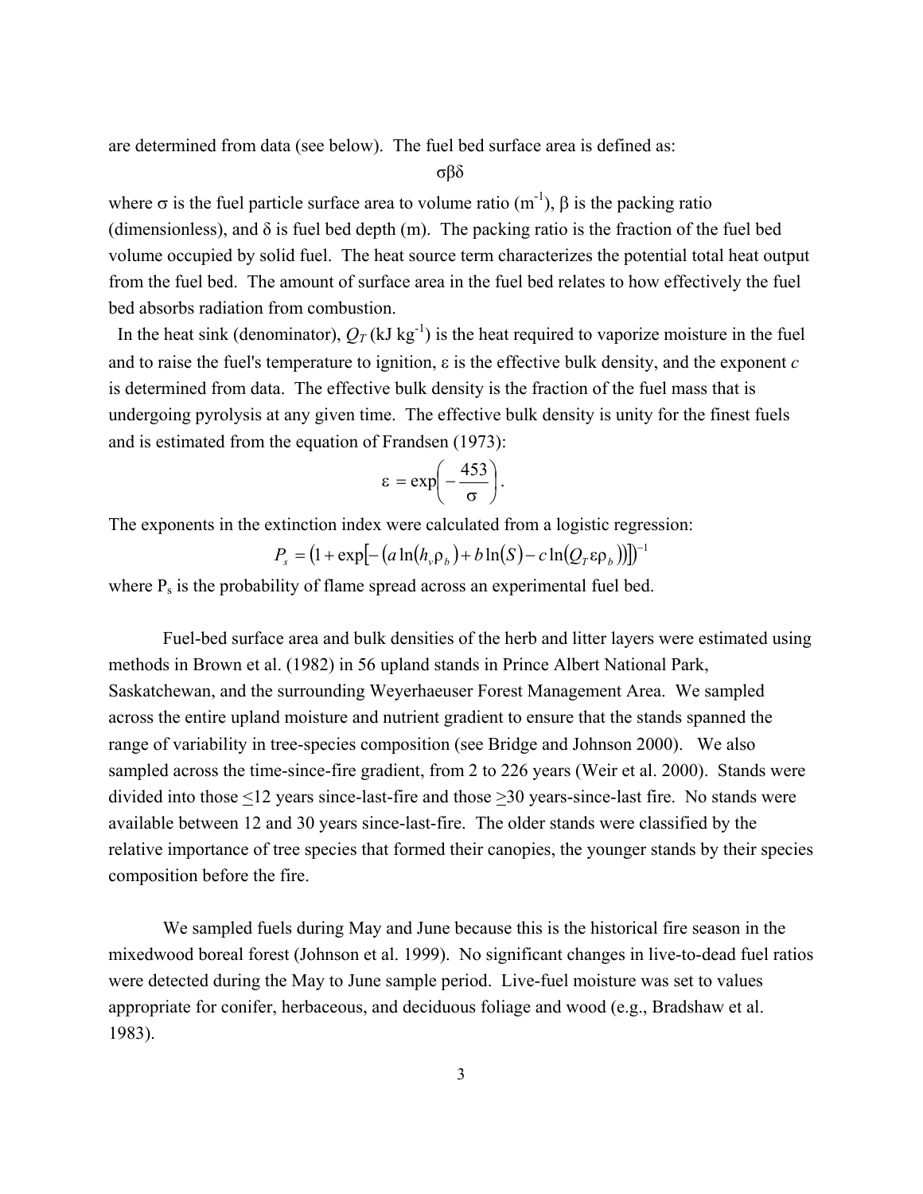are determined from data (see below). The fuel bed surface area is defined as:

$$\sigma\beta\delta$$

where $\sigma$ is the fuel particle surface area to volume ratio ($m^{-1}$), $\beta$ is the packing ratio (dimensionless), and $\delta$ is fuel bed depth (m). The packing ratio is the fraction of the fuel bed volume occupied by solid fuel. The heat source term characterizes the potential total heat output from the fuel bed. The amount of surface area in the fuel bed relates to how effectively the fuel bed absorbs radiation from combustion.

In the heat sink (denominator), $Q_T$ (kJ $kg^{-1}$) is the heat required to vaporize moisture in the fuel and to raise the fuel's temperature to ignition, $\varepsilon$ is the effective bulk density, and the exponent $c$ is determined from data. The effective bulk density is the fraction of the fuel mass that is undergoing pyrolysis at any given time. The effective bulk density is unity for the finest fuels and is estimated from the equation of Frandsen (1973):

$$\varepsilon = \exp\left(-\frac{453}{\sigma}\right).$$

The exponents in the extinction index were calculated from a logistic regression:

$$P_s = \left(1 + \exp\left[-\left(a\ln\left(h_v\rho_b\right) + b\ln\left(S\right) - c\ln\left(Q_T\varepsilon\rho_b\right)\right)\right]\right)^{-1}$$

where $P_s$ is the probability of flame spread across an experimental fuel bed.

Fuel-bed surface area and bulk densities of the herb and litter layers were estimated using methods in Brown et al. (1982) in 56 upland stands in Prince Albert National Park, Saskatchewan, and the surrounding Weyerhaeuser Forest Management Area. We sampled across the entire upland moisture and nutrient gradient to ensure that the stands spanned the range of variability in tree-species composition (see Bridge and Johnson 2000). We also sampled across the time-since-fire gradient, from 2 to 226 years (Weir et al. 2000). Stands were divided into those $\leq$12 years since-last-fire and those $\geq$30 years-since-last fire. No stands were available between 12 and 30 years since-last-fire. The older stands were classified by the relative importance of tree species that formed their canopies, the younger stands by their species composition before the fire.

We sampled fuels during May and June because this is the historical fire season in the mixedwood boreal forest (Johnson et al. 1999). No significant changes in live-to-dead fuel ratios were detected during the May to June sample period. Live-fuel moisture was set to values appropriate for conifer, herbaceous, and deciduous foliage and wood (e.g., Bradshaw et al. 1983).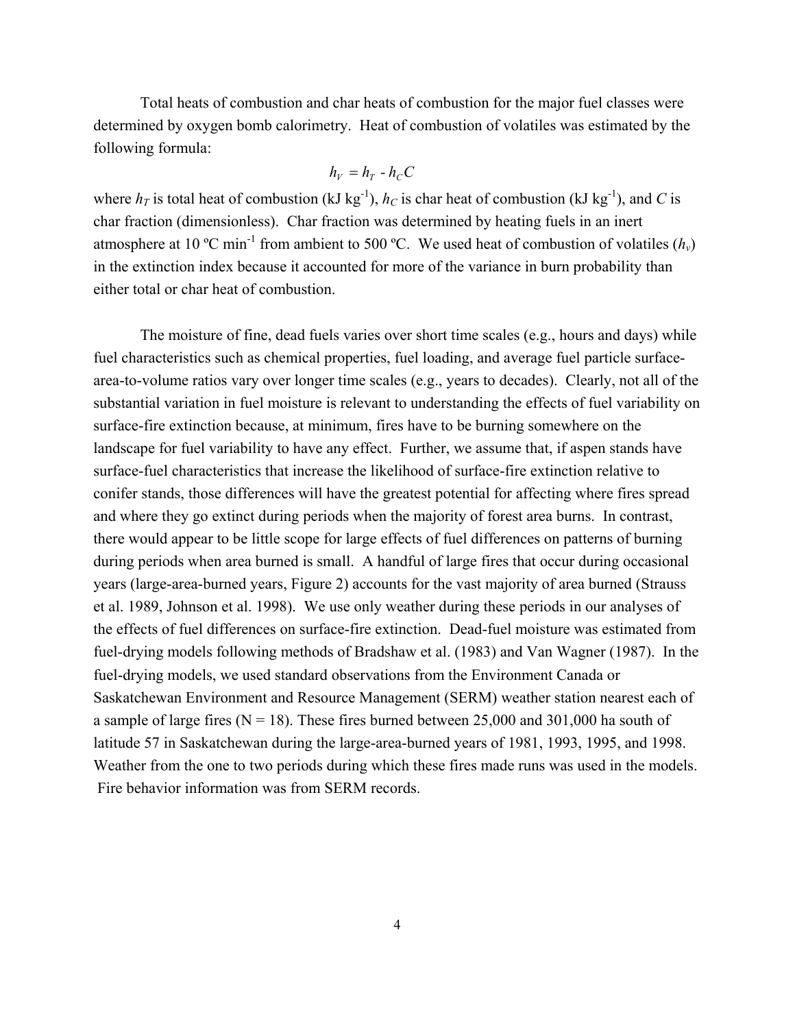Total heats of combustion and char heats of combustion for the major fuel classes were determined by oxygen bomb calorimetry. Heat of combustion of volatiles was estimated by the following formula:

$$h_V = h_T - h_C C$$

where $h_T$ is total heat of combustion (kJ kg$^{-1}$), $h_C$ is char heat of combustion (kJ kg$^{-1}$), and $C$ is char fraction (dimensionless). Char fraction was determined by heating fuels in an inert atmosphere at 10 ºC min$^{-1}$ from ambient to 500 ºC. We used heat of combustion of volatiles ($h_v$) in the extinction index because it accounted for more of the variance in burn probability than either total or char heat of combustion.

The moisture of fine, dead fuels varies over short time scales (e.g., hours and days) while fuel characteristics such as chemical properties, fuel loading, and average fuel particle surface-area-to-volume ratios vary over longer time scales (e.g., years to decades). Clearly, not all of the substantial variation in fuel moisture is relevant to understanding the effects of fuel variability on surface-fire extinction because, at minimum, fires have to be burning somewhere on the landscape for fuel variability to have any effect. Further, we assume that, if aspen stands have surface-fuel characteristics that increase the likelihood of surface-fire extinction relative to conifer stands, those differences will have the greatest potential for affecting where fires spread and where they go extinct during periods when the majority of forest area burns. In contrast, there would appear to be little scope for large effects of fuel differences on patterns of burning during periods when area burned is small. A handful of large fires that occur during occasional years (large-area-burned years, Figure 2) accounts for the vast majority of area burned (Strauss et al. 1989, Johnson et al. 1998). We use only weather during these periods in our analyses of the effects of fuel differences on surface-fire extinction. Dead-fuel moisture was estimated from fuel-drying models following methods of Bradshaw et al. (1983) and Van Wagner (1987). In the fuel-drying models, we used standard observations from the Environment Canada or Saskatchewan Environment and Resource Management (SERM) weather station nearest each of a sample of large fires ($N = 18$). These fires burned between 25,000 and 301,000 ha south of latitude 57 in Saskatchewan during the large-area-burned years of 1981, 1993, 1995, and 1998. Weather from the one to two periods during which these fires made runs was used in the models. Fire behavior information was from SERM records.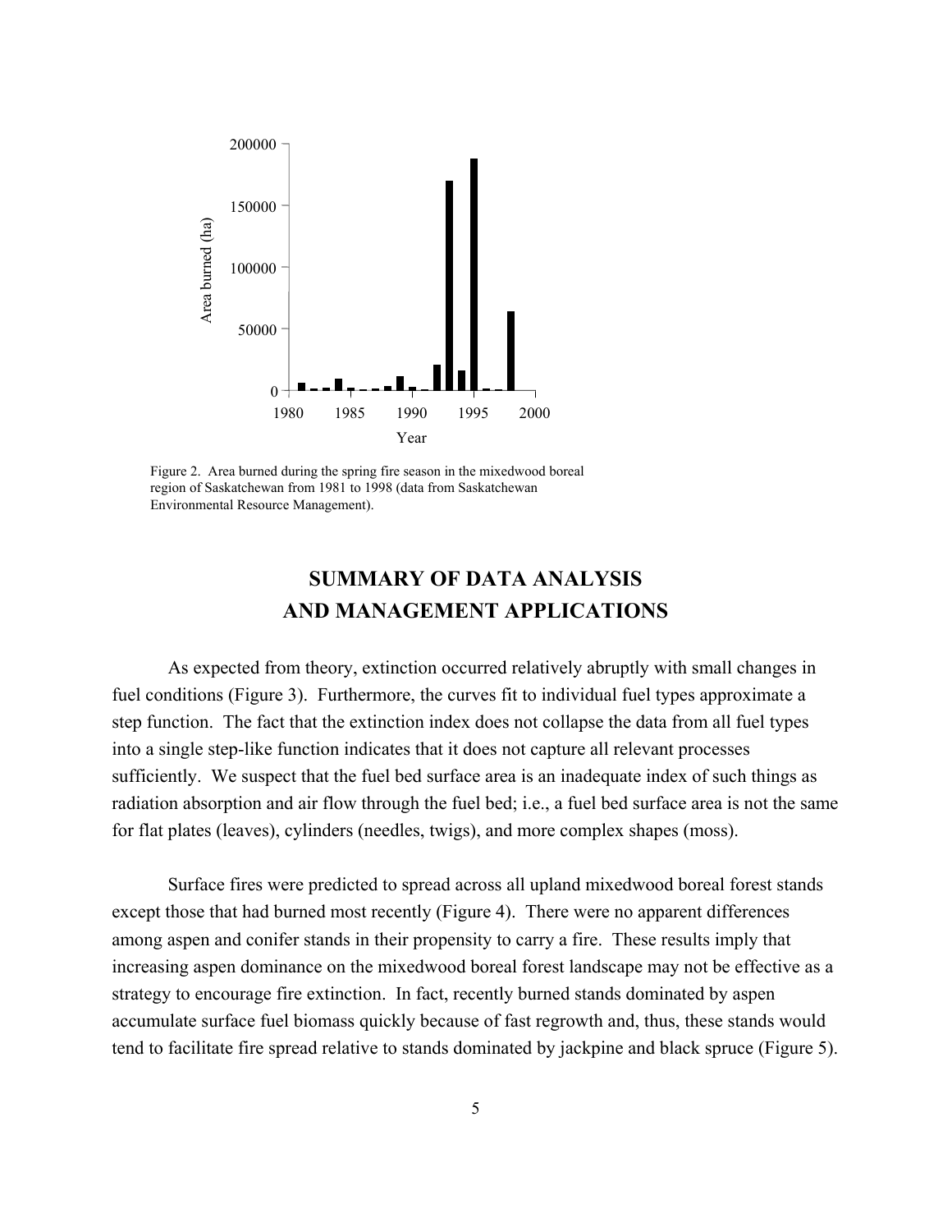Figure 2. Area burned during the spring fire season in the mixedwood boreal region of Saskatchewan from 1981 to 1998 (data from Saskatchewan Environmental Resource Management).

## SUMMARY OF DATA ANALYSIS AND MANAGEMENT APPLICATIONS

As expected from theory, extinction occurred relatively abruptly with small changes in fuel conditions (Figure 3). Furthermore, the curves fit to individual fuel types approximate a step function. The fact that the extinction index does not collapse the data from all fuel types into a single step-like function indicates that it does not capture all relevant processes sufficiently. We suspect that the fuel bed surface area is an inadequate index of such things as radiation absorption and air flow through the fuel bed; i.e., a fuel bed surface area is not the same for flat plates (leaves), cylinders (needles, twigs), and more complex shapes (moss).

Surface fires were predicted to spread across all upland mixedwood boreal forest stands except those that had burned most recently (Figure 4). There were no apparent differences among aspen and conifer stands in their propensity to carry a fire. These results imply that increasing aspen dominance on the mixedwood boreal forest landscape may not be effective as a strategy to encourage fire extinction. In fact, recently burned stands dominated by aspen accumulate surface fuel biomass quickly because of fast regrowth and, thus, these stands would tend to facilitate fire spread relative to stands dominated by jackpine and black spruce (Figure 5).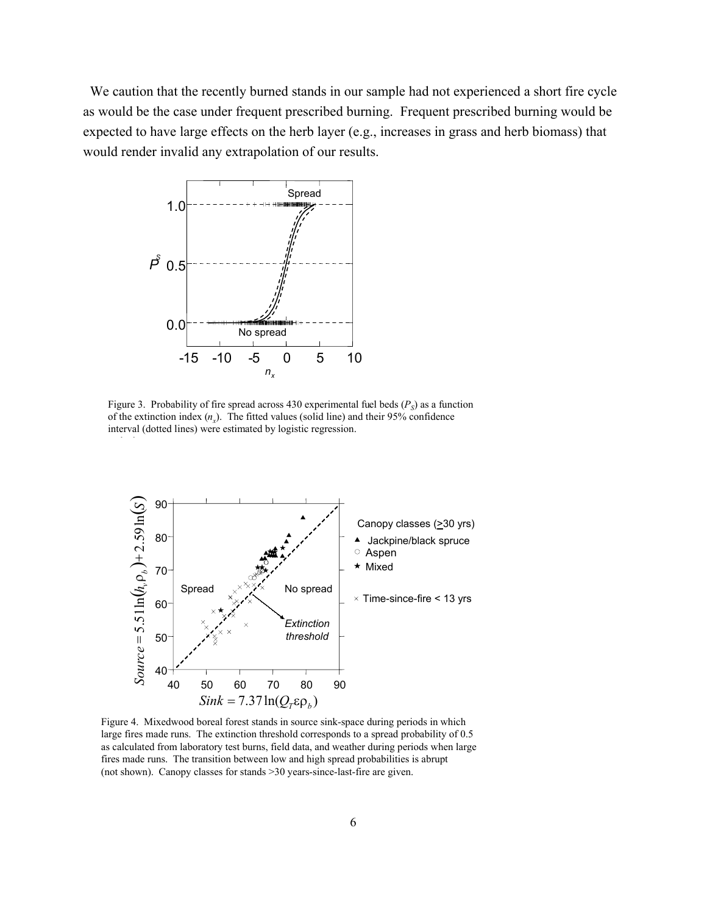We caution that the recently burned stands in our sample had not experienced a short fire cycle as would be the case under frequent prescribed burning. Frequent prescribed burning would be expected to have large effects on the herb layer (e.g., increases in grass and herb biomass) that would render invalid any extrapolation of our results.

Figure 3. Probability of fire spread across 430 experimental fuel beds ($P_S$) as a function of the extinction index ($n_x$). The fitted values (solid line) and their 95% confidence interval (dotted lines) were estimated by logistic regression.

Figure 4. Mixedwood boreal forest stands in source sink-space during periods in which large fires made runs. The extinction threshold corresponds to a spread probability of 0.5 as calculated from laboratory test burns, field data, and weather during periods when large fires made runs. The transition between low and high spread probabilities is abrupt (not shown). Canopy classes for stands >30 years-since-last-fire are given.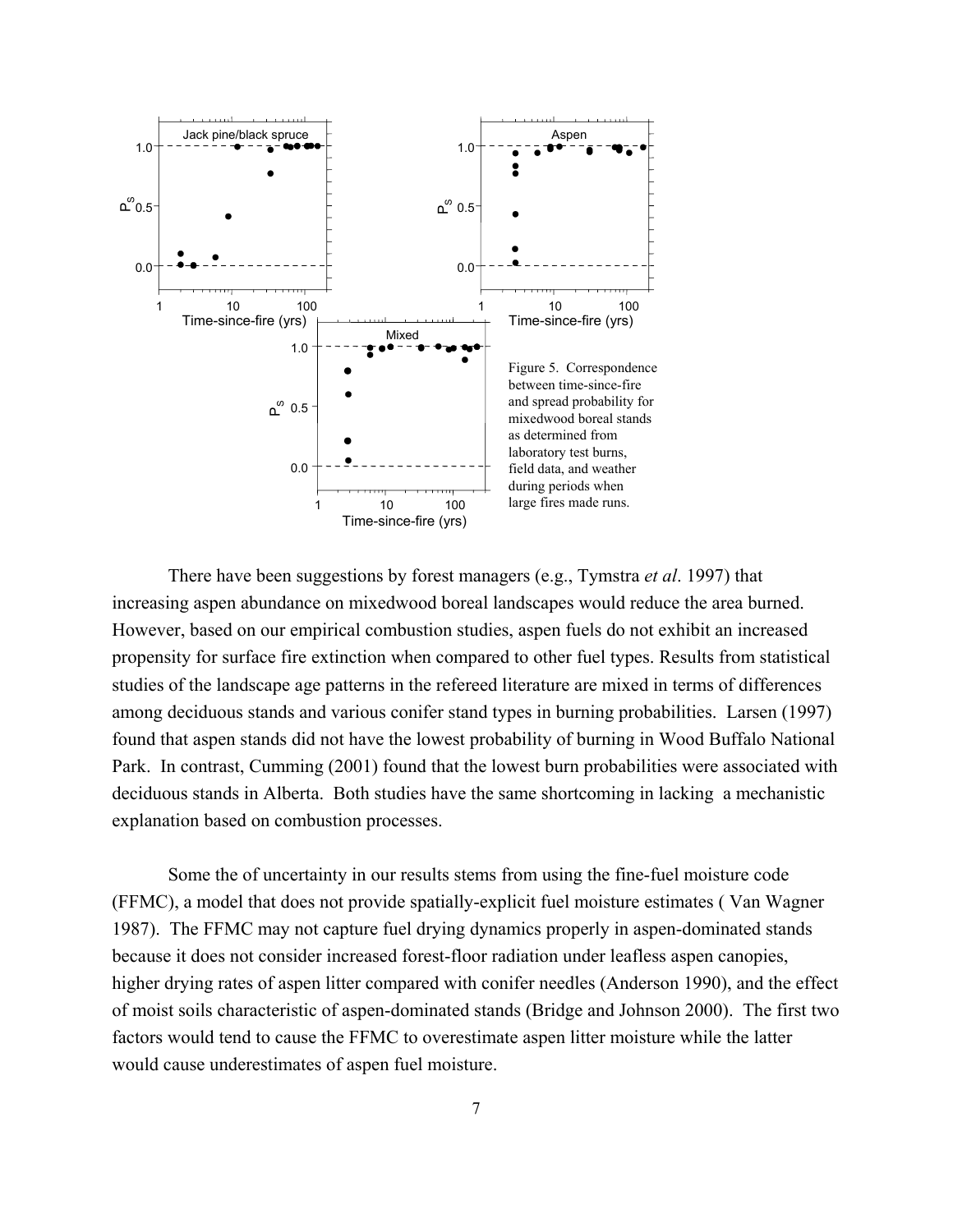Figure 5. Correspondence between time-since-fire and spread probability for mixedwood boreal stands as determined from laboratory test burns, field data, and weather during periods when large fires made runs.

There have been suggestions by forest managers (e.g., Tymstra *et al*. 1997) that increasing aspen abundance on mixedwood boreal landscapes would reduce the area burned. However, based on our empirical combustion studies, aspen fuels do not exhibit an increased propensity for surface fire extinction when compared to other fuel types. Results from statistical studies of the landscape age patterns in the refereed literature are mixed in terms of differences among deciduous stands and various conifer stand types in burning probabilities. Larsen (1997) found that aspen stands did not have the lowest probability of burning in Wood Buffalo National Park. In contrast, Cumming (2001) found that the lowest burn probabilities were associated with deciduous stands in Alberta. Both studies have the same shortcoming in lacking a mechanistic explanation based on combustion processes.

Some the of uncertainty in our results stems from using the fine-fuel moisture code (FFMC), a model that does not provide spatially-explicit fuel moisture estimates ( Van Wagner 1987). The FFMC may not capture fuel drying dynamics properly in aspen-dominated stands because it does not consider increased forest-floor radiation under leafless aspen canopies, higher drying rates of aspen litter compared with conifer needles (Anderson 1990), and the effect of moist soils characteristic of aspen-dominated stands (Bridge and Johnson 2000). The first two factors would tend to cause the FFMC to overestimate aspen litter moisture while the latter would cause underestimates of aspen fuel moisture.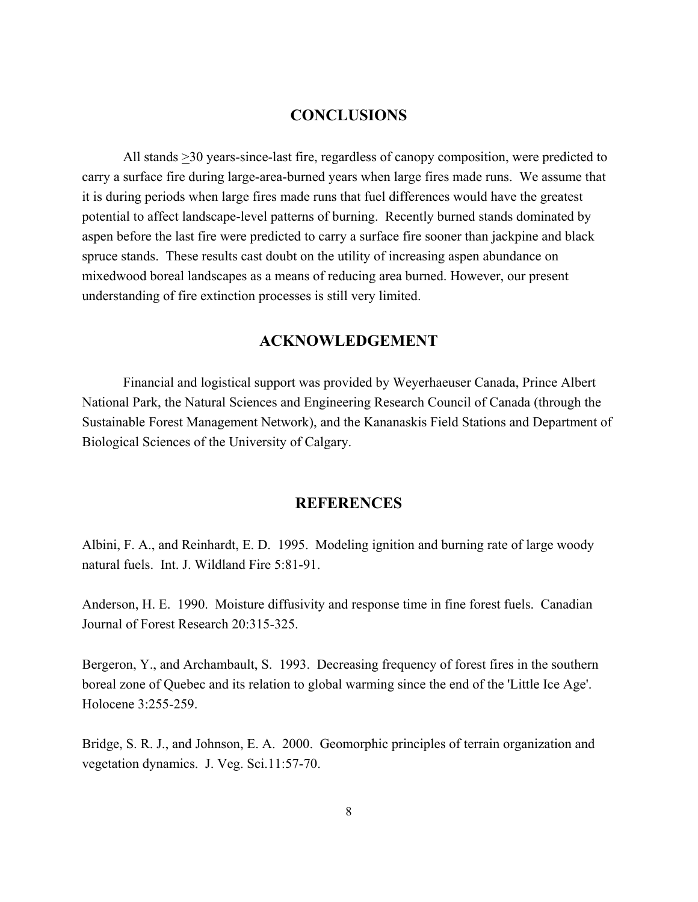## CONCLUSIONS

All stands ≥30 years-since-last fire, regardless of canopy composition, were predicted to carry a surface fire during large-area-burned years when large fires made runs. We assume that it is during periods when large fires made runs that fuel differences would have the greatest potential to affect landscape-level patterns of burning. Recently burned stands dominated by aspen before the last fire were predicted to carry a surface fire sooner than jackpine and black spruce stands. These results cast doubt on the utility of increasing aspen abundance on mixedwood boreal landscapes as a means of reducing area burned. However, our present understanding of fire extinction processes is still very limited.

## ACKNOWLEDGEMENT

Financial and logistical support was provided by Weyerhaeuser Canada, Prince Albert National Park, the Natural Sciences and Engineering Research Council of Canada (through the Sustainable Forest Management Network), and the Kananaskis Field Stations and Department of Biological Sciences of the University of Calgary.

## REFERENCES

Albini, F. A., and Reinhardt, E. D. 1995. Modeling ignition and burning rate of large woody natural fuels. Int. J. Wildland Fire 5:81-91.

Anderson, H. E. 1990. Moisture diffusivity and response time in fine forest fuels. Canadian Journal of Forest Research 20:315-325.

Bergeron, Y., and Archambault, S. 1993. Decreasing frequency of forest fires in the southern boreal zone of Quebec and its relation to global warming since the end of the 'Little Ice Age'. Holocene 3:255-259.

Bridge, S. R. J., and Johnson, E. A. 2000. Geomorphic principles of terrain organization and vegetation dynamics. J. Veg. Sci.11:57-70.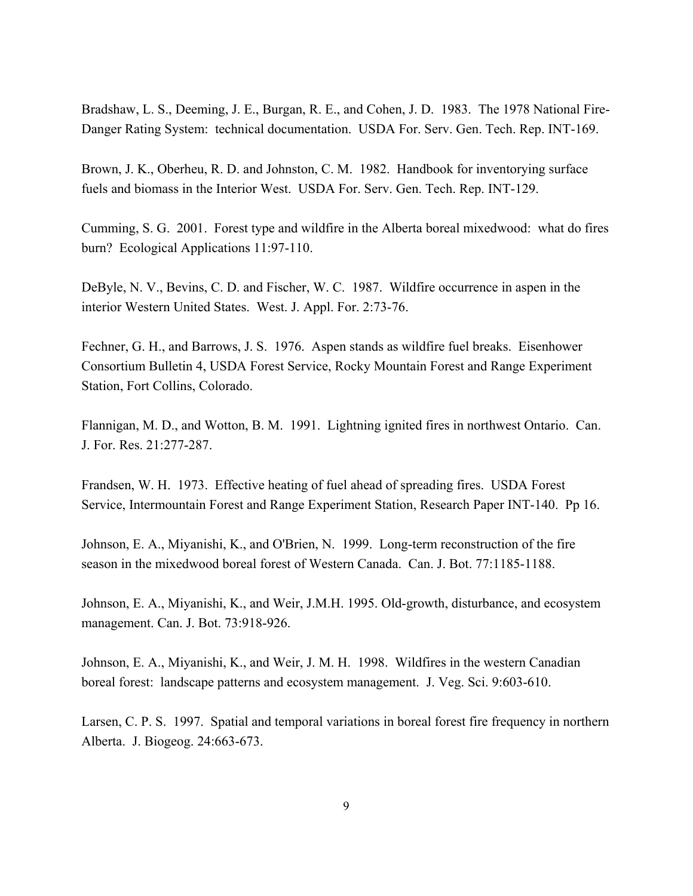Bradshaw, L. S., Deeming, J. E., Burgan, R. E., and Cohen, J. D. 1983. The 1978 National Fire-Danger Rating System: technical documentation. USDA For. Serv. Gen. Tech. Rep. INT-169.

Brown, J. K., Oberheu, R. D. and Johnston, C. M. 1982. Handbook for inventorying surface fuels and biomass in the Interior West. USDA For. Serv. Gen. Tech. Rep. INT-129.

Cumming, S. G. 2001. Forest type and wildfire in the Alberta boreal mixedwood: what do fires burn? Ecological Applications 11:97-110.

DeByle, N. V., Bevins, C. D. and Fischer, W. C. 1987. Wildfire occurrence in aspen in the interior Western United States. West. J. Appl. For. 2:73-76.

Fechner, G. H., and Barrows, J. S. 1976. Aspen stands as wildfire fuel breaks. Eisenhower Consortium Bulletin 4, USDA Forest Service, Rocky Mountain Forest and Range Experiment Station, Fort Collins, Colorado.

Flannigan, M. D., and Wotton, B. M. 1991. Lightning ignited fires in northwest Ontario. Can. J. For. Res. 21:277-287.

Frandsen, W. H. 1973. Effective heating of fuel ahead of spreading fires. USDA Forest Service, Intermountain Forest and Range Experiment Station, Research Paper INT-140. Pp 16.

Johnson, E. A., Miyanishi, K., and O'Brien, N. 1999. Long-term reconstruction of the fire season in the mixedwood boreal forest of Western Canada. Can. J. Bot. 77:1185-1188.

Johnson, E. A., Miyanishi, K., and Weir, J.M.H. 1995. Old-growth, disturbance, and ecosystem management. Can. J. Bot. 73:918-926.

Johnson, E. A., Miyanishi, K., and Weir, J. M. H. 1998. Wildfires in the western Canadian boreal forest: landscape patterns and ecosystem management. J. Veg. Sci. 9:603-610.

Larsen, C. P. S. 1997. Spatial and temporal variations in boreal forest fire frequency in northern Alberta. J. Biogeog. 24:663-673.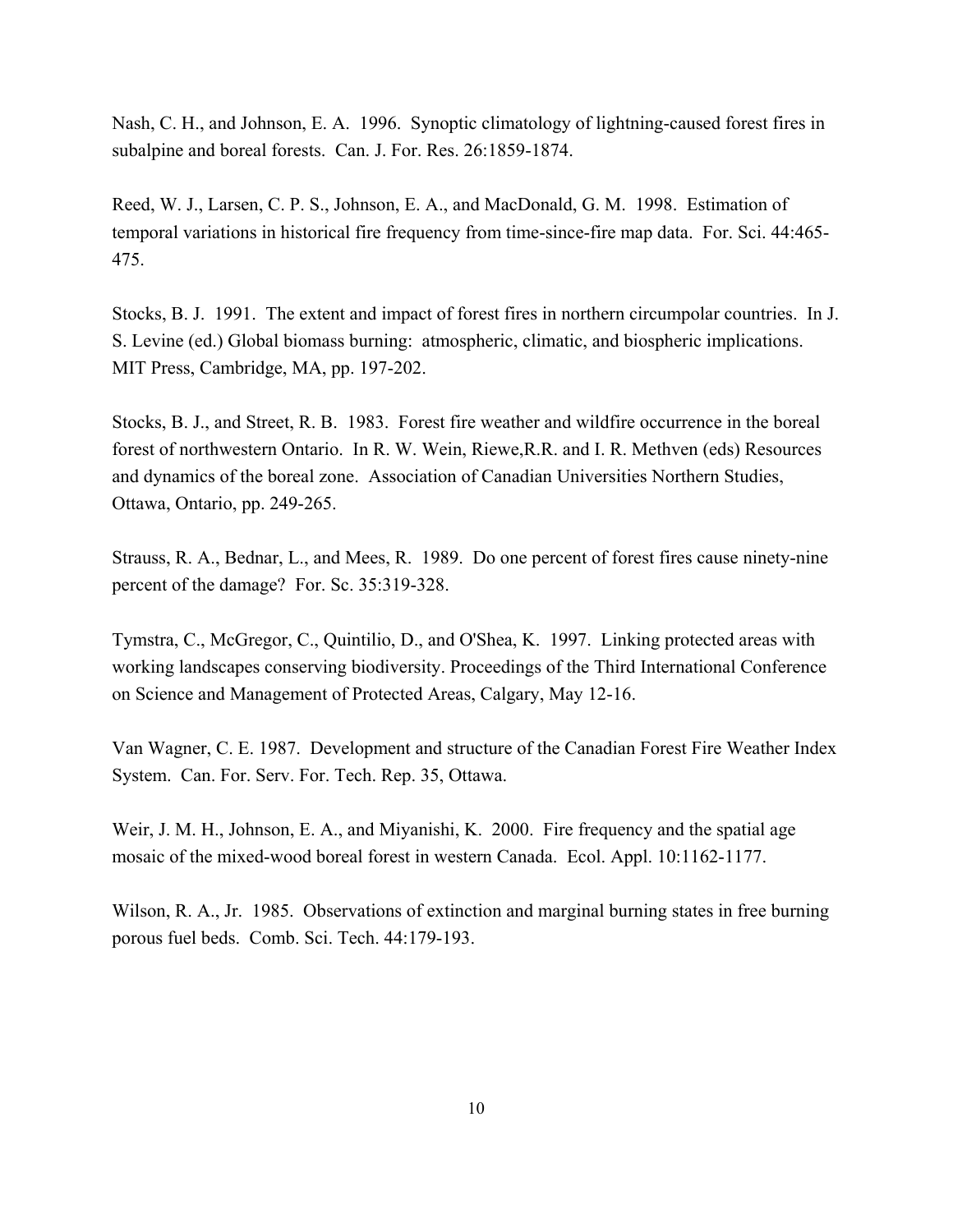Nash, C. H., and Johnson, E. A. 1996. Synoptic climatology of lightning-caused forest fires in subalpine and boreal forests. Can. J. For. Res. 26:1859-1874.

Reed, W. J., Larsen, C. P. S., Johnson, E. A., and MacDonald, G. M. 1998. Estimation of temporal variations in historical fire frequency from time-since-fire map data. For. Sci. 44:465-475.

Stocks, B. J. 1991. The extent and impact of forest fires in northern circumpolar countries. In J. S. Levine (ed.) Global biomass burning: atmospheric, climatic, and biospheric implications. MIT Press, Cambridge, MA, pp. 197-202.

Stocks, B. J., and Street, R. B. 1983. Forest fire weather and wildfire occurrence in the boreal forest of northwestern Ontario. In R. W. Wein, Riewe,R.R. and I. R. Methven (eds) Resources and dynamics of the boreal zone. Association of Canadian Universities Northern Studies, Ottawa, Ontario, pp. 249-265.

Strauss, R. A., Bednar, L., and Mees, R. 1989. Do one percent of forest fires cause ninety-nine percent of the damage? For. Sc. 35:319-328.

Tymstra, C., McGregor, C., Quintilio, D., and O'Shea, K. 1997. Linking protected areas with working landscapes conserving biodiversity. Proceedings of the Third International Conference on Science and Management of Protected Areas, Calgary, May 12-16.

Van Wagner, C. E. 1987. Development and structure of the Canadian Forest Fire Weather Index System. Can. For. Serv. For. Tech. Rep. 35, Ottawa.

Weir, J. M. H., Johnson, E. A., and Miyanishi, K. 2000. Fire frequency and the spatial age mosaic of the mixed-wood boreal forest in western Canada. Ecol. Appl. 10:1162-1177.

Wilson, R. A., Jr. 1985. Observations of extinction and marginal burning states in free burning porous fuel beds. Comb. Sci. Tech. 44:179-193.